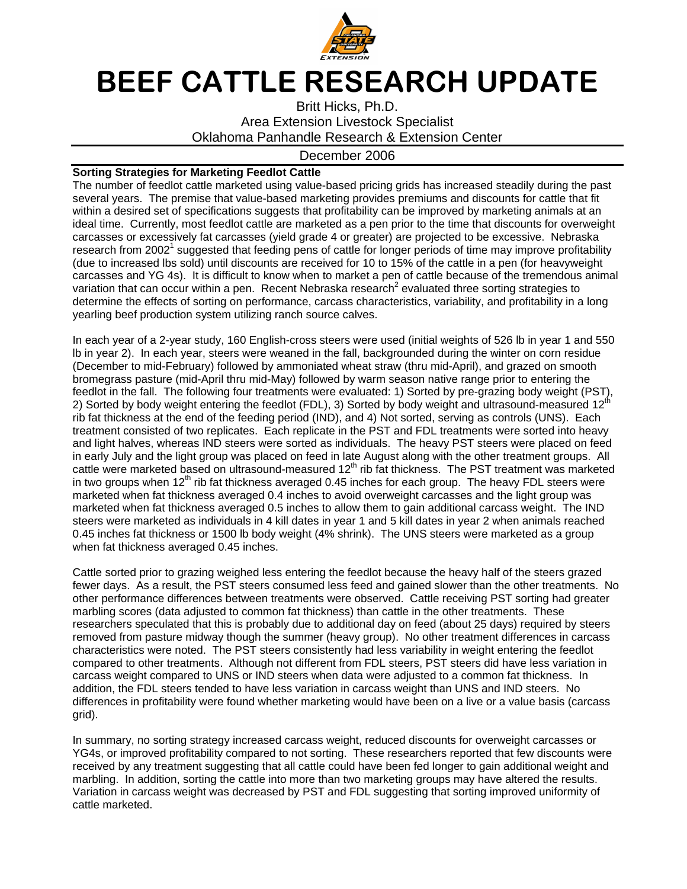# BEEF CATTLE RESEARCH UPDATE

Britt Hicks, Ph.D.
Area Extension Livestock Specialist
Oklahoma Panhandle Research & Extension Center

December 2006

**Sorting Strategies for Marketing Feedlot Cattle**

The number of feedlot cattle marketed using value-based pricing grids has increased steadily during the past several years. The premise that value-based marketing provides premiums and discounts for cattle that fit within a desired set of specifications suggests that profitability can be improved by marketing animals at an ideal time. Currently, most feedlot cattle are marketed as a pen prior to the time that discounts for overweight carcasses or excessively fat carcasses (yield grade 4 or greater) are projected to be excessive. Nebraska research from 2002[1] suggested that feeding pens of cattle for longer periods of time may improve profitability (due to increased lbs sold) until discounts are received for 10 to 15% of the cattle in a pen (for heavyweight carcasses and YG 4s). It is difficult to know when to market a pen of cattle because of the tremendous animal variation that can occur within a pen. Recent Nebraska research[2] evaluated three sorting strategies to determine the effects of sorting on performance, carcass characteristics, variability, and profitability in a long yearling beef production system utilizing ranch source calves.

In each year of a 2-year study, 160 English-cross steers were used (initial weights of 526 lb in year 1 and 550 lb in year 2). In each year, steers were weaned in the fall, backgrounded during the winter on corn residue (December to mid-February) followed by ammoniated wheat straw (thru mid-April), and grazed on smooth bromegrass pasture (mid-April thru mid-May) followed by warm season native range prior to entering the feedlot in the fall. The following four treatments were evaluated: 1) Sorted by pre-grazing body weight (PST), 2) Sorted by body weight entering the feedlot (FDL), 3) Sorted by body weight and ultrasound-measured 12th rib fat thickness at the end of the feeding period (IND), and 4) Not sorted, serving as controls (UNS). Each treatment consisted of two replicates. Each replicate in the PST and FDL treatments were sorted into heavy and light halves, whereas IND steers were sorted as individuals. The heavy PST steers were placed on feed in early July and the light group was placed on feed in late August along with the other treatment groups. All cattle were marketed based on ultrasound-measured 12th rib fat thickness. The PST treatment was marketed in two groups when 12th rib fat thickness averaged 0.45 inches for each group. The heavy FDL steers were marketed when fat thickness averaged 0.4 inches to avoid overweight carcasses and the light group was marketed when fat thickness averaged 0.5 inches to allow them to gain additional carcass weight. The IND steers were marketed as individuals in 4 kill dates in year 1 and 5 kill dates in year 2 when animals reached 0.45 inches fat thickness or 1500 lb body weight (4% shrink). The UNS steers were marketed as a group when fat thickness averaged 0.45 inches.

Cattle sorted prior to grazing weighed less entering the feedlot because the heavy half of the steers grazed fewer days. As a result, the PST steers consumed less feed and gained slower than the other treatments. No other performance differences between treatments were observed. Cattle receiving PST sorting had greater marbling scores (data adjusted to common fat thickness) than cattle in the other treatments. These researchers speculated that this is probably due to additional day on feed (about 25 days) required by steers removed from pasture midway though the summer (heavy group). No other treatment differences in carcass characteristics were noted. The PST steers consistently had less variability in weight entering the feedlot compared to other treatments. Although not different from FDL steers, PST steers did have less variation in carcass weight compared to UNS or IND steers when data were adjusted to a common fat thickness. In addition, the FDL steers tended to have less variation in carcass weight than UNS and IND steers. No differences in profitability were found whether marketing would have been on a live or a value basis (carcass grid).

In summary, no sorting strategy increased carcass weight, reduced discounts for overweight carcasses or YG4s, or improved profitability compared to not sorting. These researchers reported that few discounts were received by any treatment suggesting that all cattle could have been fed longer to gain additional weight and marbling. In addition, sorting the cattle into more than two marketing groups may have altered the results. Variation in carcass weight was decreased by PST and FDL suggesting that sorting improved uniformity of cattle marketed.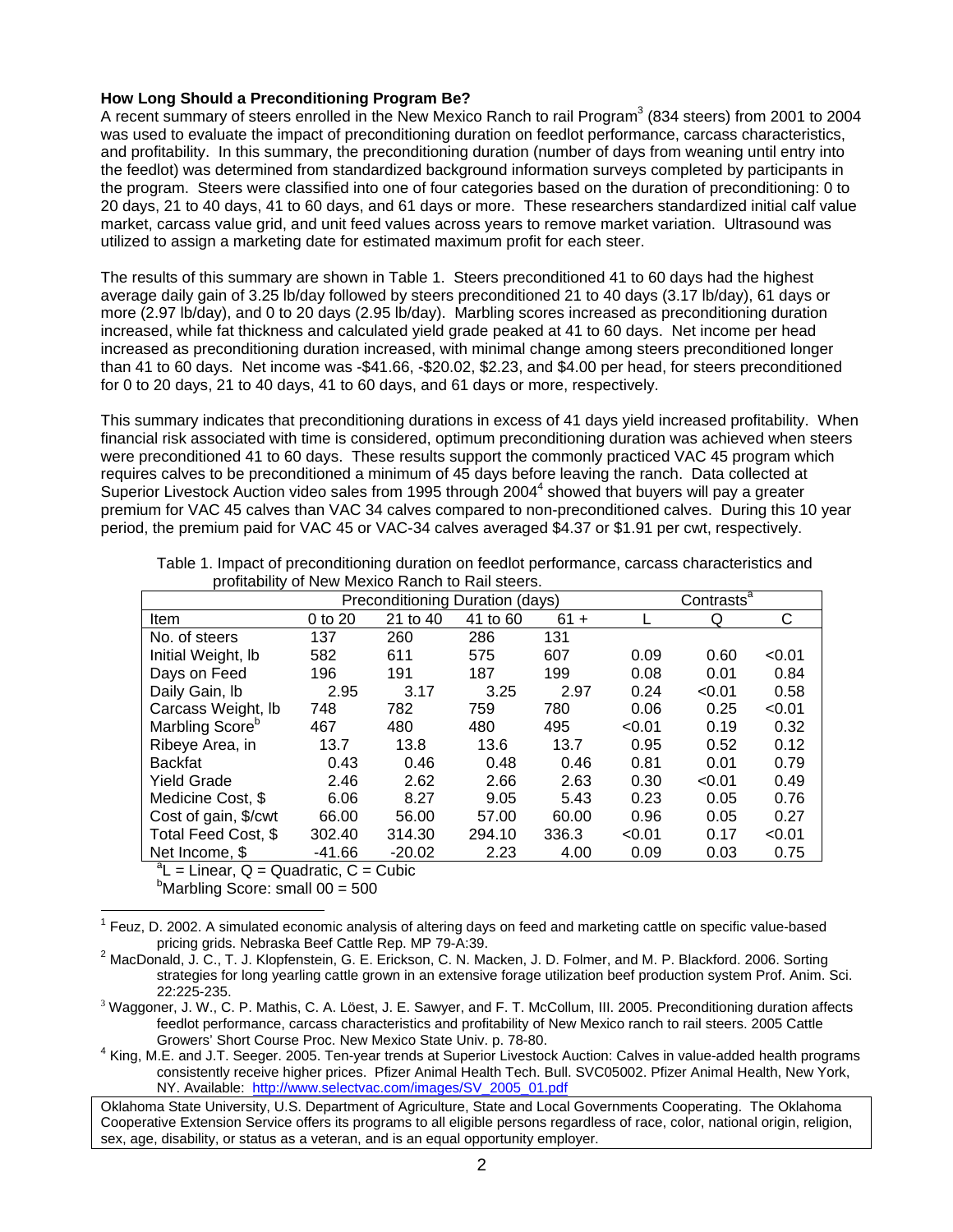**How Long Should a Preconditioning Program Be?**
A recent summary of steers enrolled in the New Mexico Ranch to rail Program[3] (834 steers) from 2001 to 2004 was used to evaluate the impact of preconditioning duration on feedlot performance, carcass characteristics, and profitability. In this summary, the preconditioning duration (number of days from weaning until entry into the feedlot) was determined from standardized background information surveys completed by participants in the program. Steers were classified into one of four categories based on the duration of preconditioning: 0 to 20 days, 21 to 40 days, 41 to 60 days, and 61 days or more. These researchers standardized initial calf value market, carcass value grid, and unit feed values across years to remove market variation. Ultrasound was utilized to assign a marketing date for estimated maximum profit for each steer.

The results of this summary are shown in Table 1. Steers preconditioned 41 to 60 days had the highest average daily gain of 3.25 lb/day followed by steers preconditioned 21 to 40 days (3.17 lb/day), 61 days or more (2.97 lb/day), and 0 to 20 days (2.95 lb/day). Marbling scores increased as preconditioning duration increased, while fat thickness and calculated yield grade peaked at 41 to 60 days. Net income per head increased as preconditioning duration increased, with minimal change among steers preconditioned longer than 41 to 60 days. Net income was -$41.66, -$20.02, $2.23, and $4.00 per head, for steers preconditioned for 0 to 20 days, 21 to 40 days, 41 to 60 days, and 61 days or more, respectively.

This summary indicates that preconditioning durations in excess of 41 days yield increased profitability. When financial risk associated with time is considered, optimum preconditioning duration was achieved when steers were preconditioned 41 to 60 days. These results support the commonly practiced VAC 45 program which requires calves to be preconditioned a minimum of 45 days before leaving the ranch. Data collected at Superior Livestock Auction video sales from 1995 through 2004[4] showed that buyers will pay a greater premium for VAC 45 calves than VAC 34 calves compared to non-preconditioned calves. During this 10 year period, the premium paid for VAC 45 or VAC-34 calves averaged $4.37 or $1.91 per cwt, respectively.

Table 1. Impact of preconditioning duration on feedlot performance, carcass characteristics and profitability of New Mexico Ranch to Rail steers.

| | Preconditioning Duration (days) | | | | Contrasts[a] | | |
|---|---|---|---|---|---|---|---|
| Item | 0 to 20 | 21 to 40 | 41 to 60 | 61 + | L | Q | C |
| No. of steers | 137 | 260 | 286 | 131 | | | |
| Initial Weight, lb | 582 | 611 | 575 | 607 | 0.09 | 0.60 | <0.01 |
| Days on Feed | 196 | 191 | 187 | 199 | 0.08 | 0.01 | 0.84 |
| Daily Gain, lb | 2.95 | 3.17 | 3.25 | 2.97 | 0.24 | <0.01 | 0.58 |
| Carcass Weight, lb | 748 | 782 | 759 | 780 | 0.06 | 0.25 | <0.01 |
| Marbling Score[b] | 467 | 480 | 480 | 495 | <0.01 | 0.19 | 0.32 |
| Ribeye Area, in | 13.7 | 13.8 | 13.6 | 13.7 | 0.95 | 0.52 | 0.12 |
| Backfat | 0.43 | 0.46 | 0.48 | 0.46 | 0.81 | 0.01 | 0.79 |
| Yield Grade | 2.46 | 2.62 | 2.66 | 2.63 | 0.30 | <0.01 | 0.49 |
| Medicine Cost, $ | 6.06 | 8.27 | 9.05 | 5.43 | 0.23 | 0.05 | 0.76 |
| Cost of gain, $/cwt | 66.00 | 56.00 | 57.00 | 60.00 | 0.96 | 0.05 | 0.27 |
| Total Feed Cost, $ | 302.40 | 314.30 | 294.10 | 336.3 | <0.01 | 0.17 | <0.01 |
| Net Income, $ | -41.66 | -20.02 | 2.23 | 4.00 | 0.09 | 0.03 | 0.75 |

[a]L = Linear, Q = Quadratic, C = Cubic
[b]Marbling Score: small 00 = 500

[1] Feuz, D. 2002. A simulated economic analysis of altering days on feed and marketing cattle on specific value-based pricing grids. Nebraska Beef Cattle Rep. MP 79-A:39.

[2] MacDonald, J. C., T. J. Klopfenstein, G. E. Erickson, C. N. Macken, J. D. Folmer, and M. P. Blackford. 2006. Sorting strategies for long yearling cattle grown in an extensive forage utilization beef production system Prof. Anim. Sci. 22:225-235.

[3] Waggoner, J. W., C. P. Mathis, C. A. Löest, J. E. Sawyer, and F. T. McCollum, III. 2005. Preconditioning duration affects feedlot performance, carcass characteristics and profitability of New Mexico ranch to rail steers. 2005 Cattle Growers' Short Course Proc. New Mexico State Univ. p. 78-80.

[4] King, M.E. and J.T. Seeger. 2005. Ten-year trends at Superior Livestock Auction: Calves in value-added health programs consistently receive higher prices. Pfizer Animal Health Tech. Bull. SVC05002. Pfizer Animal Health, New York, NY. Available: http://www.selectvac.com/images/SV_2005_01.pdf

Oklahoma State University, U.S. Department of Agriculture, State and Local Governments Cooperating. The Oklahoma Cooperative Extension Service offers its programs to all eligible persons regardless of race, color, national origin, religion, sex, age, disability, or status as a veteran, and is an equal opportunity employer.